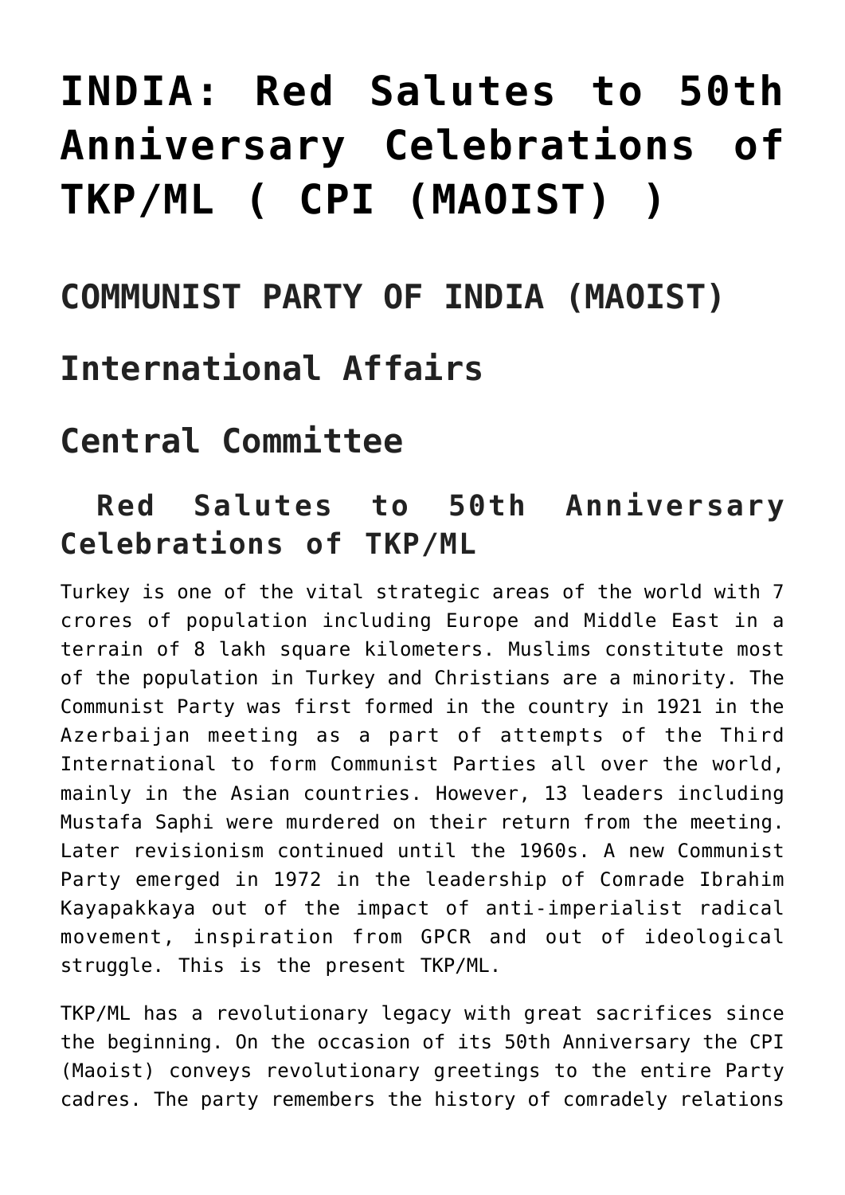# INDIA: Red Salutes to 50th Anniversary Celebrations of TKP/ML ( CPI (MAOIST) )

## COMMUNIST PARTY OF INDIA (MAOIST)

## International Affairs

## Central Committee

### Red Salutes to 50th Anniversary Celebrations of TKP/ML

Turkey is one of the vital strategic areas of the world with 7 crores of population including Europe and Middle East in a terrain of 8 lakh square kilometers. Muslims constitute most of the population in Turkey and Christians are a minority. The Communist Party was first formed in the country in 1921 in the Azerbaijan meeting as a part of attempts of the Third International to form Communist Parties all over the world, mainly in the Asian countries. However, 13 leaders including Mustafa Saphi were murdered on their return from the meeting. Later revisionism continued until the 1960s. A new Communist Party emerged in 1972 in the leadership of Comrade Ibrahim Kayapakkaya out of the impact of anti-imperialist radical movement, inspiration from GPCR and out of ideological struggle. This is the present TKP/ML.

TKP/ML has a revolutionary legacy with great sacrifices since the beginning. On the occasion of its 50th Anniversary the CPI (Maoist) conveys revolutionary greetings to the entire Party cadres. The party remembers the history of comradely relations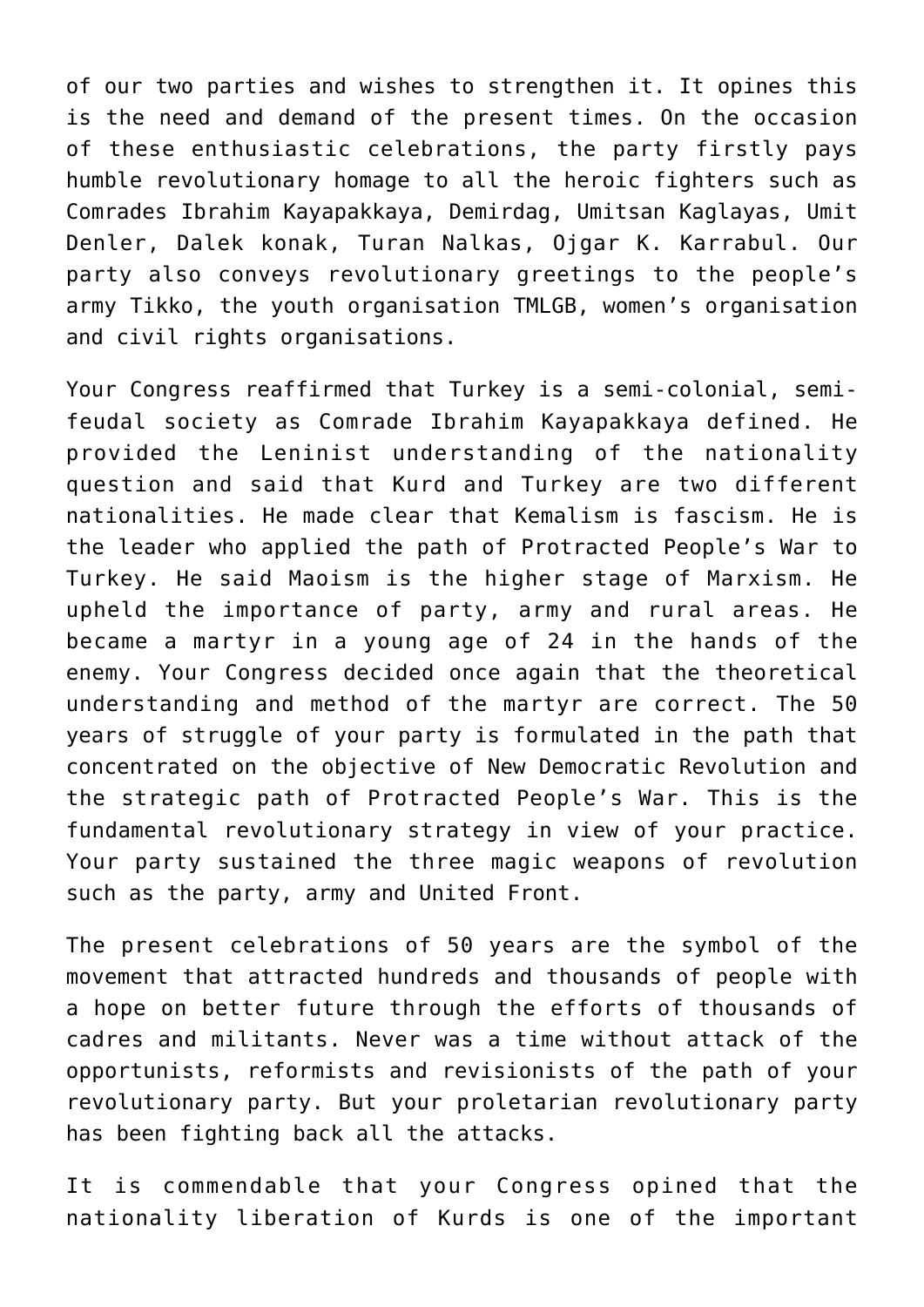of our two parties and wishes to strengthen it. It opines this is the need and demand of the present times. On the occasion of these enthusiastic celebrations, the party firstly pays humble revolutionary homage to all the heroic fighters such as Comrades Ibrahim Kayapakkaya, Demirdag, Umitsan Kaglayas, Umit Denler, Dalek konak, Turan Nalkas, Ojgar K. Karrabul. Our party also conveys revolutionary greetings to the people's army Tikko, the youth organisation TMLGB, women's organisation and civil rights organisations.

Your Congress reaffirmed that Turkey is a semi-colonial, semi-feudal society as Comrade Ibrahim Kayapakkaya defined. He provided the Leninist understanding of the nationality question and said that Kurd and Turkey are two different nationalities. He made clear that Kemalism is fascism. He is the leader who applied the path of Protracted People's War to Turkey. He said Maoism is the higher stage of Marxism. He upheld the importance of party, army and rural areas. He became a martyr in a young age of 24 in the hands of the enemy. Your Congress decided once again that the theoretical understanding and method of the martyr are correct. The 50 years of struggle of your party is formulated in the path that concentrated on the objective of New Democratic Revolution and the strategic path of Protracted People's War. This is the fundamental revolutionary strategy in view of your practice. Your party sustained the three magic weapons of revolution such as the party, army and United Front.

The present celebrations of 50 years are the symbol of the movement that attracted hundreds and thousands of people with a hope on better future through the efforts of thousands of cadres and militants. Never was a time without attack of the opportunists, reformists and revisionists of the path of your revolutionary party. But your proletarian revolutionary party has been fighting back all the attacks.

It is commendable that your Congress opined that the nationality liberation of Kurds is one of the important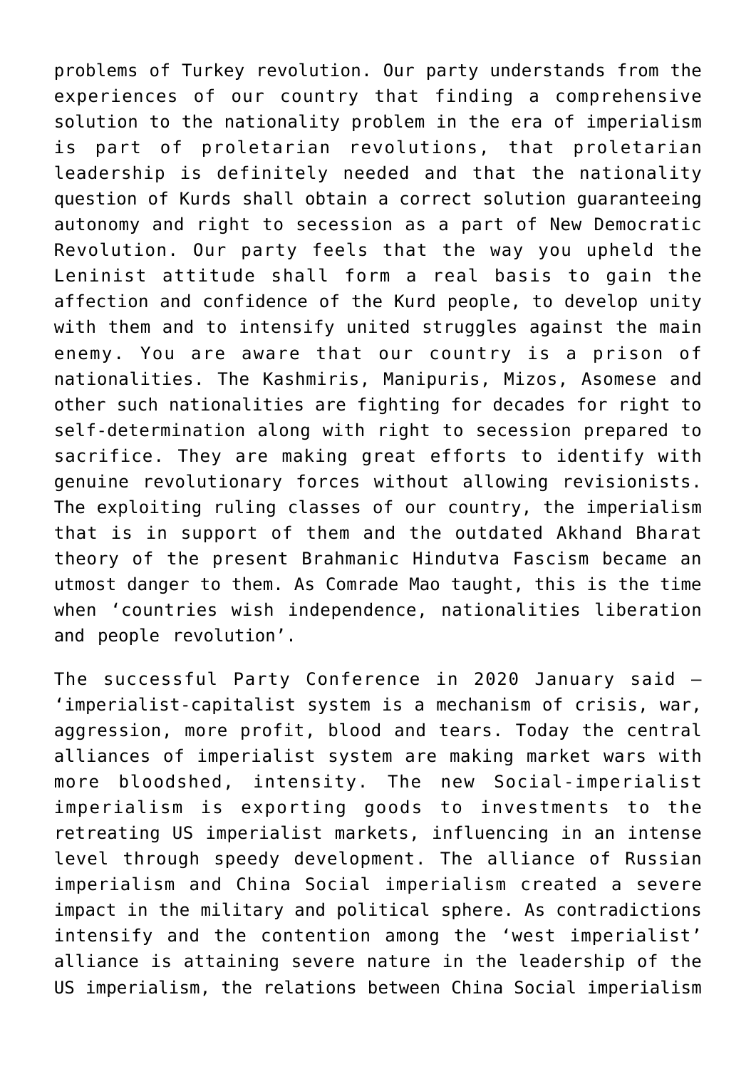problems of Turkey revolution. Our party understands from the experiences of our country that finding a comprehensive solution to the nationality problem in the era of imperialism is part of proletarian revolutions, that proletarian leadership is definitely needed and that the nationality question of Kurds shall obtain a correct solution guaranteeing autonomy and right to secession as a part of New Democratic Revolution. Our party feels that the way you upheld the Leninist attitude shall form a real basis to gain the affection and confidence of the Kurd people, to develop unity with them and to intensify united struggles against the main enemy. You are aware that our country is a prison of nationalities. The Kashmiris, Manipuris, Mizos, Asomese and other such nationalities are fighting for decades for right to self-determination along with right to secession prepared to sacrifice. They are making great efforts to identify with genuine revolutionary forces without allowing revisionists. The exploiting ruling classes of our country, the imperialism that is in support of them and the outdated Akhand Bharat theory of the present Brahmanic Hindutva Fascism became an utmost danger to them. As Comrade Mao taught, this is the time when 'countries wish independence, nationalities liberation and people revolution'.

The successful Party Conference in 2020 January said – 'imperialist-capitalist system is a mechanism of crisis, war, aggression, more profit, blood and tears. Today the central alliances of imperialist system are making market wars with more bloodshed, intensity. The new Social-imperialist imperialism is exporting goods to investments to the retreating US imperialist markets, influencing in an intense level through speedy development. The alliance of Russian imperialism and China Social imperialism created a severe impact in the military and political sphere. As contradictions intensify and the contention among the 'west imperialist' alliance is attaining severe nature in the leadership of the US imperialism, the relations between China Social imperialism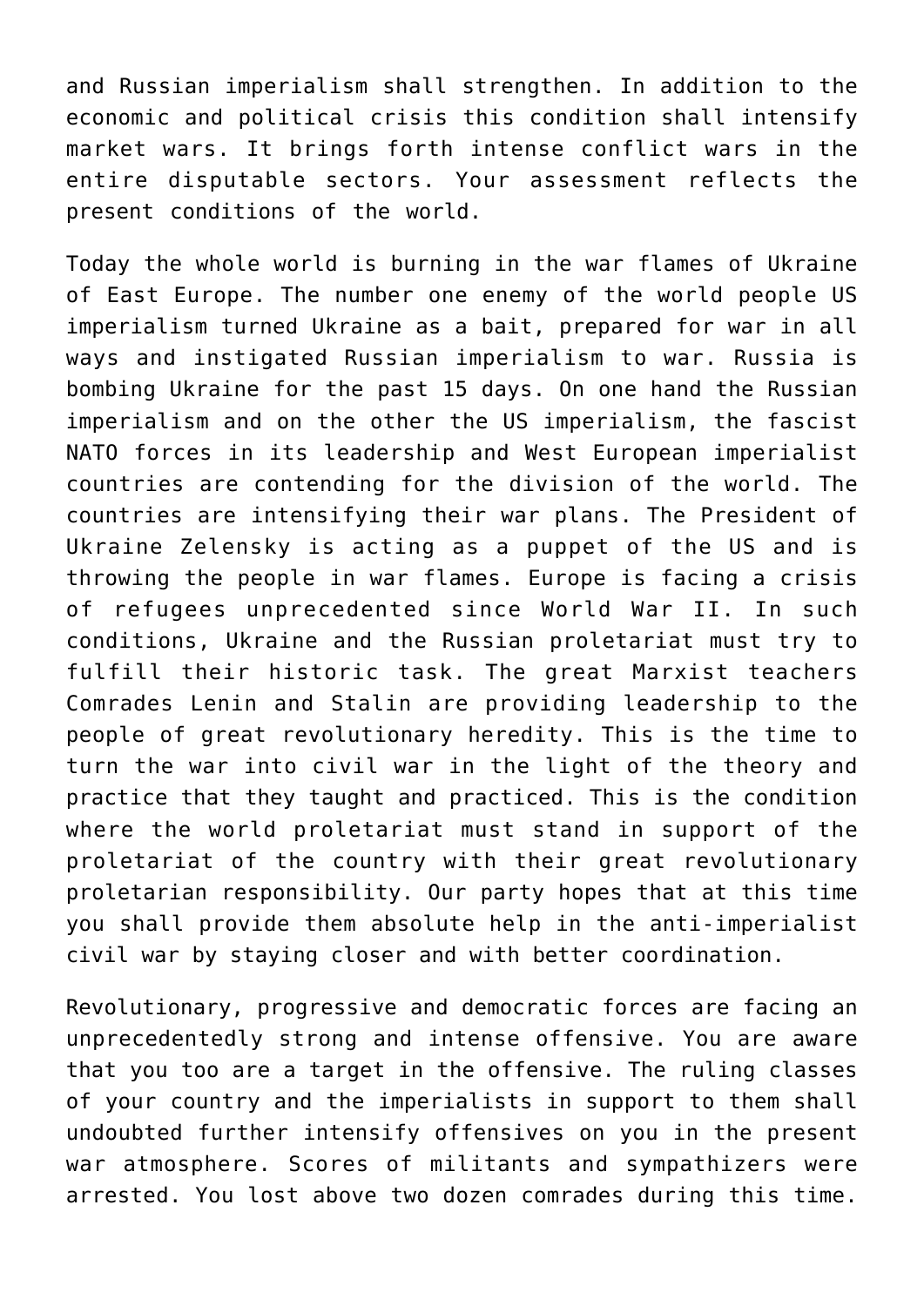and Russian imperialism shall strengthen. In addition to the economic and political crisis this condition shall intensify market wars. It brings forth intense conflict wars in the entire disputable sectors. Your assessment reflects the present conditions of the world.

Today the whole world is burning in the war flames of Ukraine of East Europe. The number one enemy of the world people US imperialism turned Ukraine as a bait, prepared for war in all ways and instigated Russian imperialism to war. Russia is bombing Ukraine for the past 15 days. On one hand the Russian imperialism and on the other the US imperialism, the fascist NATO forces in its leadership and West European imperialist countries are contending for the division of the world. The countries are intensifying their war plans. The President of Ukraine Zelensky is acting as a puppet of the US and is throwing the people in war flames. Europe is facing a crisis of refugees unprecedented since World War II. In such conditions, Ukraine and the Russian proletariat must try to fulfill their historic task. The great Marxist teachers Comrades Lenin and Stalin are providing leadership to the people of great revolutionary heredity. This is the time to turn the war into civil war in the light of the theory and practice that they taught and practiced. This is the condition where the world proletariat must stand in support of the proletariat of the country with their great revolutionary proletarian responsibility. Our party hopes that at this time you shall provide them absolute help in the anti-imperialist civil war by staying closer and with better coordination.

Revolutionary, progressive and democratic forces are facing an unprecedentedly strong and intense offensive. You are aware that you too are a target in the offensive. The ruling classes of your country and the imperialists in support to them shall undoubted further intensify offensives on you in the present war atmosphere. Scores of militants and sympathizers were arrested. You lost above two dozen comrades during this time.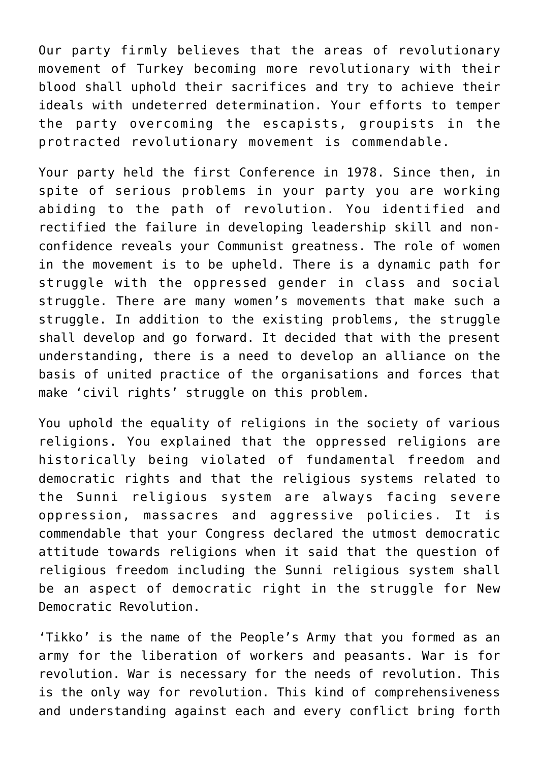Our party firmly believes that the areas of revolutionary movement of Turkey becoming more revolutionary with their blood shall uphold their sacrifices and try to achieve their ideals with undeterred determination. Your efforts to temper the party overcoming the escapists, groupists in the protracted revolutionary movement is commendable.

Your party held the first Conference in 1978. Since then, in spite of serious problems in your party you are working abiding to the path of revolution. You identified and rectified the failure in developing leadership skill and non-confidence reveals your Communist greatness. The role of women in the movement is to be upheld. There is a dynamic path for struggle with the oppressed gender in class and social struggle. There are many women's movements that make such a struggle. In addition to the existing problems, the struggle shall develop and go forward. It decided that with the present understanding, there is a need to develop an alliance on the basis of united practice of the organisations and forces that make 'civil rights' struggle on this problem.

You uphold the equality of religions in the society of various religions. You explained that the oppressed religions are historically being violated of fundamental freedom and democratic rights and that the religious systems related to the Sunni religious system are always facing severe oppression, massacres and aggressive policies. It is commendable that your Congress declared the utmost democratic attitude towards religions when it said that the question of religious freedom including the Sunni religious system shall be an aspect of democratic right in the struggle for New Democratic Revolution.

'Tikko' is the name of the People's Army that you formed as an army for the liberation of workers and peasants. War is for revolution. War is necessary for the needs of revolution. This is the only way for revolution. This kind of comprehensiveness and understanding against each and every conflict bring forth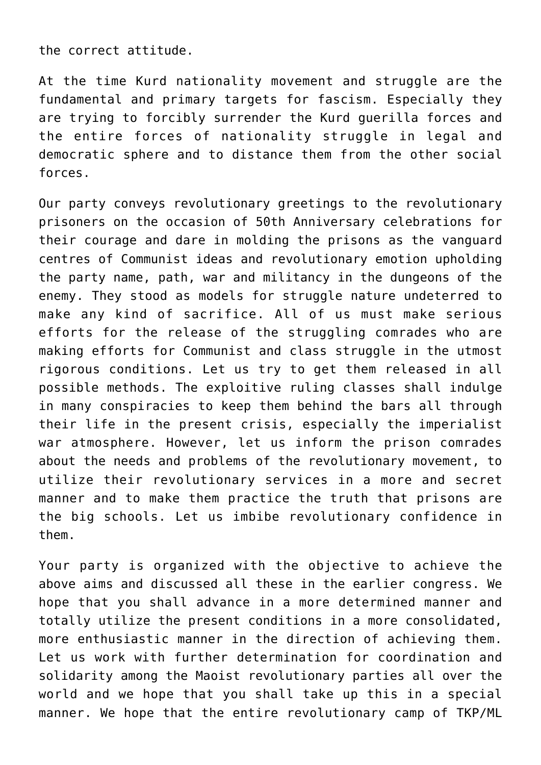the correct attitude.

At the time Kurd nationality movement and struggle are the fundamental and primary targets for fascism. Especially they are trying to forcibly surrender the Kurd guerilla forces and the entire forces of nationality struggle in legal and democratic sphere and to distance them from the other social forces.

Our party conveys revolutionary greetings to the revolutionary prisoners on the occasion of 50th Anniversary celebrations for their courage and dare in molding the prisons as the vanguard centres of Communist ideas and revolutionary emotion upholding the party name, path, war and militancy in the dungeons of the enemy. They stood as models for struggle nature undeterred to make any kind of sacrifice. All of us must make serious efforts for the release of the struggling comrades who are making efforts for Communist and class struggle in the utmost rigorous conditions. Let us try to get them released in all possible methods. The exploitive ruling classes shall indulge in many conspiracies to keep them behind the bars all through their life in the present crisis, especially the imperialist war atmosphere. However, let us inform the prison comrades about the needs and problems of the revolutionary movement, to utilize their revolutionary services in a more and secret manner and to make them practice the truth that prisons are the big schools. Let us imbibe revolutionary confidence in them.

Your party is organized with the objective to achieve the above aims and discussed all these in the earlier congress. We hope that you shall advance in a more determined manner and totally utilize the present conditions in a more consolidated, more enthusiastic manner in the direction of achieving them. Let us work with further determination for coordination and solidarity among the Maoist revolutionary parties all over the world and we hope that you shall take up this in a special manner. We hope that the entire revolutionary camp of TKP/ML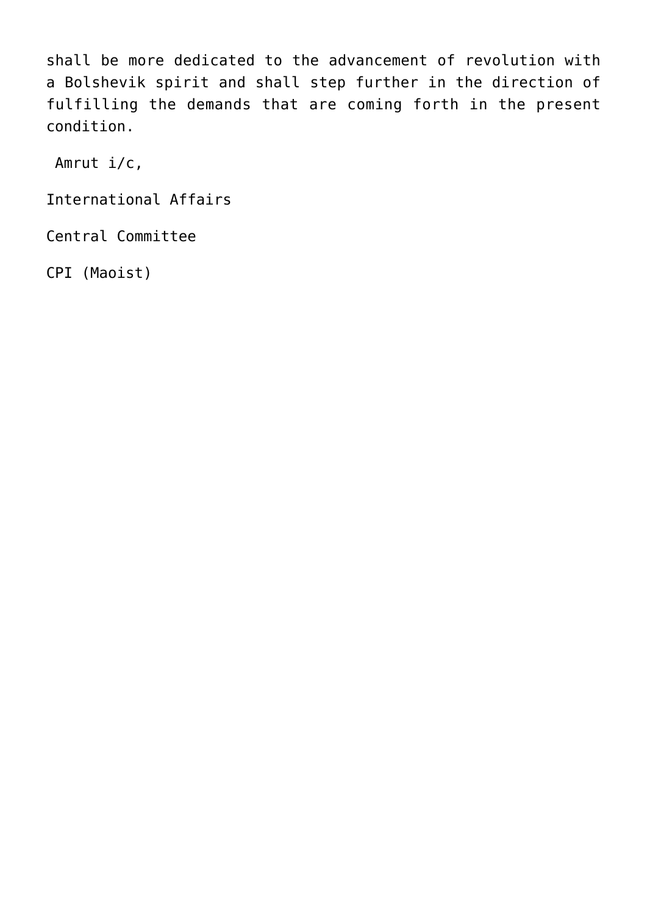shall be more dedicated to the advancement of revolution with a Bolshevik spirit and shall step further in the direction of fulfilling the demands that are coming forth in the present condition.

Amrut i/c,

International Affairs

Central Committee

CPI (Maoist)